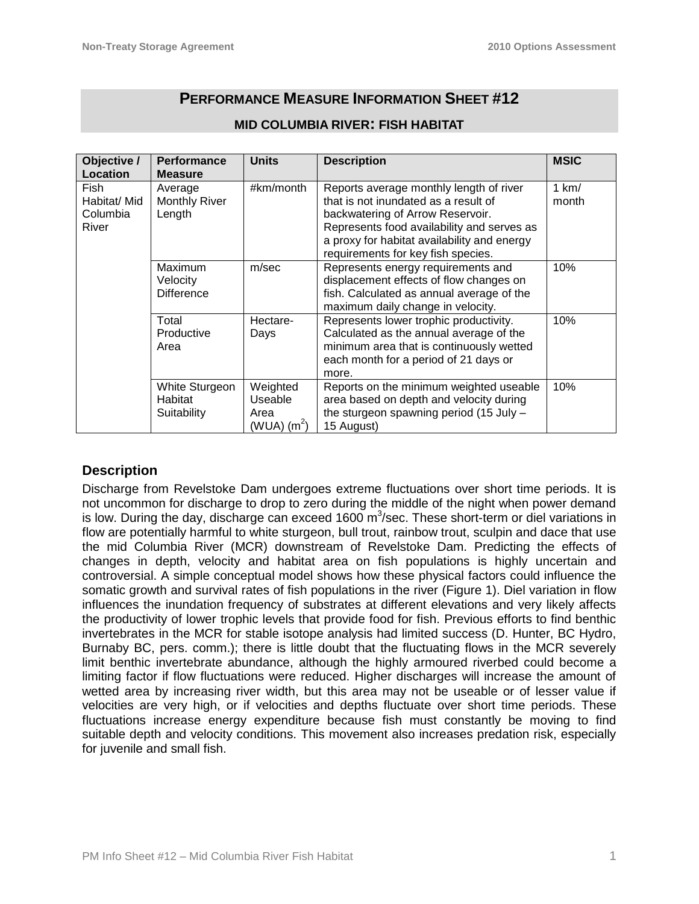# Performance Measure Information Sheet #12

## Mid Columbia River: Fish Habitat

| Objective / Location | Performance Measure | Units | Description | MSIC |
|---|---|---|---|---|
| Fish Habitat/ Mid Columbia River | Average Monthly River Length | #km/month | Reports average monthly length of river that is not inundated as a result of backwatering of Arrow Reservoir. Represents food availability and serves as a proxy for habitat availability and energy requirements for key fish species. | 1 km/ month |
| | Maximum Velocity Difference | m/sec | Represents energy requirements and displacement effects of flow changes on fish. Calculated as annual average of the maximum daily change in velocity. | 10% |
| | Total Productive Area | Hectare-Days | Represents lower trophic productivity. Calculated as the annual average of the minimum area that is continuously wetted each month for a period of 21 days or more. | 10% |
| | White Sturgeon Habitat Suitability | Weighted Useable Area (WUA) ($m^2$) | Reports on the minimum weighted useable area based on depth and velocity during the sturgeon spawning period (15 July – 15 August) | 10% |

### Description

Discharge from Revelstoke Dam undergoes extreme fluctuations over short time periods. It is not uncommon for discharge to drop to zero during the middle of the night when power demand is low. During the day, discharge can exceed 1600 $m^3$/sec. These short-term or diel variations in flow are potentially harmful to white sturgeon, bull trout, rainbow trout, sculpin and dace that use the mid Columbia River (MCR) downstream of Revelstoke Dam. Predicting the effects of changes in depth, velocity and habitat area on fish populations is highly uncertain and controversial. A simple conceptual model shows how these physical factors could influence the somatic growth and survival rates of fish populations in the river (Figure 1). Diel variation in flow influences the inundation frequency of substrates at different elevations and very likely affects the productivity of lower trophic levels that provide food for fish. Previous efforts to find benthic invertebrates in the MCR for stable isotope analysis had limited success (D. Hunter, BC Hydro, Burnaby BC, pers. comm.); there is little doubt that the fluctuating flows in the MCR severely limit benthic invertebrate abundance, although the highly armoured riverbed could become a limiting factor if flow fluctuations were reduced. Higher discharges will increase the amount of wetted area by increasing river width, but this area may not be useable or of lesser value if velocities are very high, or if velocities and depths fluctuate over short time periods. These fluctuations increase energy expenditure because fish must constantly be moving to find suitable depth and velocity conditions. This movement also increases predation risk, especially for juvenile and small fish.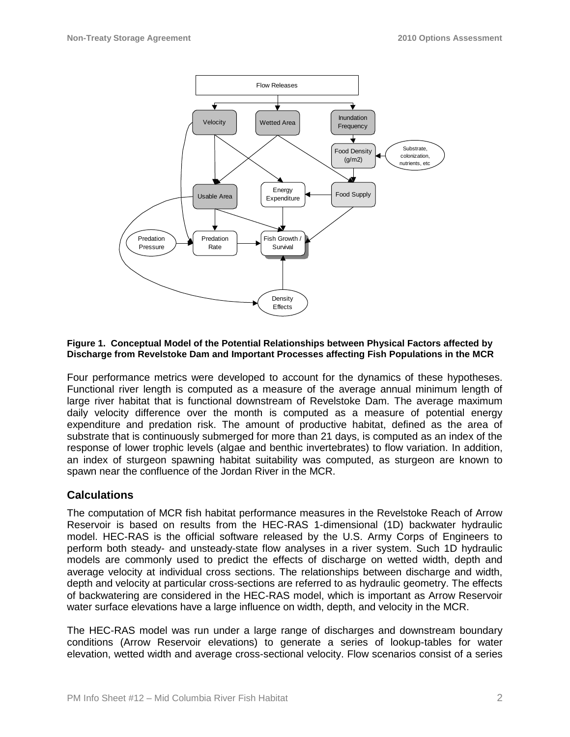**Figure 1. Conceptual Model of the Potential Relationships between Physical Factors affected by Discharge from Revelstoke Dam and Important Processes affecting Fish Populations in the MCR**

Four performance metrics were developed to account for the dynamics of these hypotheses. Functional river length is computed as a measure of the average annual minimum length of large river habitat that is functional downstream of Revelstoke Dam. The average maximum daily velocity difference over the month is computed as a measure of potential energy expenditure and predation risk. The amount of productive habitat, defined as the area of substrate that is continuously submerged for more than 21 days, is computed as an index of the response of lower trophic levels (algae and benthic invertebrates) to flow variation. In addition, an index of sturgeon spawning habitat suitability was computed, as sturgeon are known to spawn near the confluence of the Jordan River in the MCR.

## Calculations

The computation of MCR fish habitat performance measures in the Revelstoke Reach of Arrow Reservoir is based on results from the HEC-RAS 1-dimensional (1D) backwater hydraulic model. HEC-RAS is the official software released by the U.S. Army Corps of Engineers to perform both steady- and unsteady-state flow analyses in a river system. Such 1D hydraulic models are commonly used to predict the effects of discharge on wetted width, depth and average velocity at individual cross sections. The relationships between discharge and width, depth and velocity at particular cross-sections are referred to as hydraulic geometry. The effects of backwatering are considered in the HEC-RAS model, which is important as Arrow Reservoir water surface elevations have a large influence on width, depth, and velocity in the MCR.

The HEC-RAS model was run under a large range of discharges and downstream boundary conditions (Arrow Reservoir elevations) to generate a series of lookup-tables for water elevation, wetted width and average cross-sectional velocity. Flow scenarios consist of a series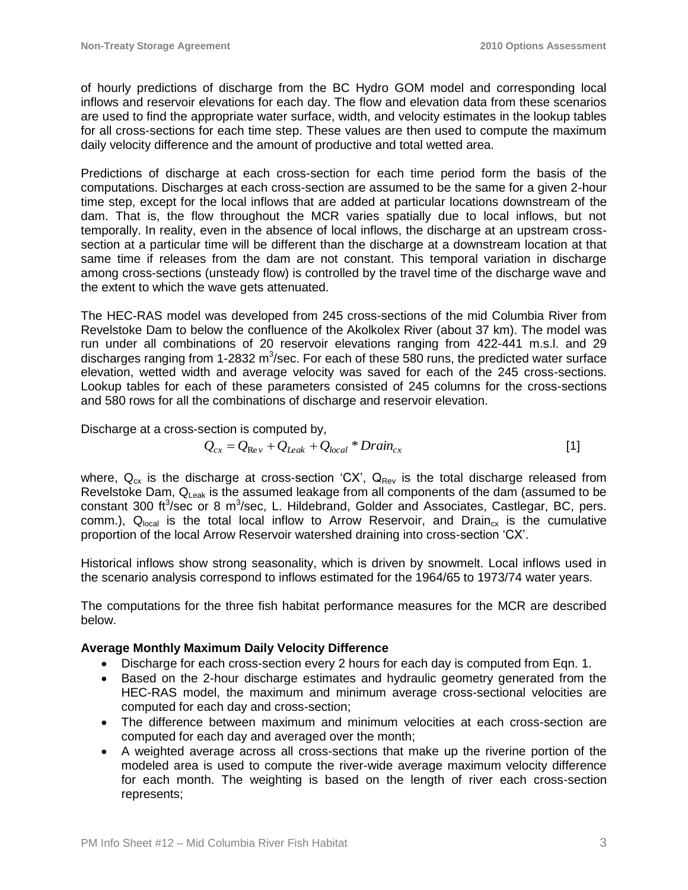of hourly predictions of discharge from the BC Hydro GOM model and corresponding local inflows and reservoir elevations for each day. The flow and elevation data from these scenarios are used to find the appropriate water surface, width, and velocity estimates in the lookup tables for all cross-sections for each time step. These values are then used to compute the maximum daily velocity difference and the amount of productive and total wetted area.

Predictions of discharge at each cross-section for each time period form the basis of the computations. Discharges at each cross-section are assumed to be the same for a given 2-hour time step, except for the local inflows that are added at particular locations downstream of the dam. That is, the flow throughout the MCR varies spatially due to local inflows, but not temporally. In reality, even in the absence of local inflows, the discharge at an upstream cross-section at a particular time will be different than the discharge at a downstream location at that same time if releases from the dam are not constant. This temporal variation in discharge among cross-sections (unsteady flow) is controlled by the travel time of the discharge wave and the extent to which the wave gets attenuated.

The HEC-RAS model was developed from 245 cross-sections of the mid Columbia River from Revelstoke Dam to below the confluence of the Akolkolex River (about 37 km). The model was run under all combinations of 20 reservoir elevations ranging from 422-441 m.s.l. and 29 discharges ranging from 1-2832 $m^3$/sec. For each of these 580 runs, the predicted water surface elevation, wetted width and average velocity was saved for each of the 245 cross-sections. Lookup tables for each of these parameters consisted of 245 columns for the cross-sections and 580 rows for all the combinations of discharge and reservoir elevation.

Discharge at a cross-section is computed by,

$$Q_{cx} = Q_{Rev} + Q_{Leak} + Q_{local} * Drain_{cx} \qquad [1]$$

where, $Q_{cx}$ is the discharge at cross-section 'CX', $Q_{Rev}$ is the total discharge released from Revelstoke Dam, $Q_{Leak}$ is the assumed leakage from all components of the dam (assumed to be constant 300 $ft^3$/sec or 8 $m^3$/sec, L. Hildebrand, Golder and Associates, Castlegar, BC, pers. comm.), $Q_{local}$ is the total local inflow to Arrow Reservoir, and $Drain_{cx}$ is the cumulative proportion of the local Arrow Reservoir watershed draining into cross-section 'CX'.

Historical inflows show strong seasonality, which is driven by snowmelt. Local inflows used in the scenario analysis correspond to inflows estimated for the 1964/65 to 1973/74 water years.

The computations for the three fish habitat performance measures for the MCR are described below.

**Average Monthly Maximum Daily Velocity Difference**

- Discharge for each cross-section every 2 hours for each day is computed from Eqn. 1.
- Based on the 2-hour discharge estimates and hydraulic geometry generated from the HEC-RAS model, the maximum and minimum average cross-sectional velocities are computed for each day and cross-section;
- The difference between maximum and minimum velocities at each cross-section are computed for each day and averaged over the month;
- A weighted average across all cross-sections that make up the riverine portion of the modeled area is used to compute the river-wide average maximum velocity difference for each month. The weighting is based on the length of river each cross-section represents;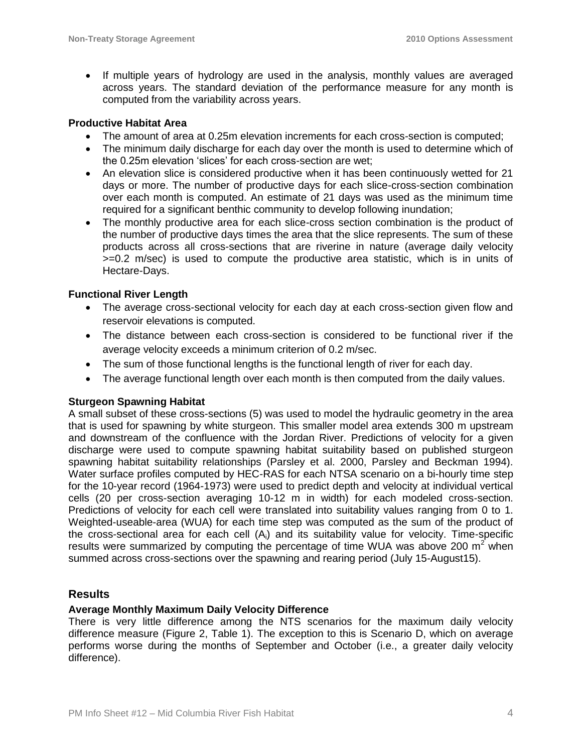- If multiple years of hydrology are used in the analysis, monthly values are averaged across years. The standard deviation of the performance measure for any month is computed from the variability across years.

**Productive Habitat Area**

- The amount of area at 0.25m elevation increments for each cross-section is computed;
- The minimum daily discharge for each day over the month is used to determine which of the 0.25m elevation 'slices' for each cross-section are wet;
- An elevation slice is considered productive when it has been continuously wetted for 21 days or more. The number of productive days for each slice-cross-section combination over each month is computed. An estimate of 21 days was used as the minimum time required for a significant benthic community to develop following inundation;
- The monthly productive area for each slice-cross section combination is the product of the number of productive days times the area that the slice represents. The sum of these products across all cross-sections that are riverine in nature (average daily velocity >=0.2 m/sec) is used to compute the productive area statistic, which is in units of Hectare-Days.

**Functional River Length**

- The average cross-sectional velocity for each day at each cross-section given flow and reservoir elevations is computed.
- The distance between each cross-section is considered to be functional river if the average velocity exceeds a minimum criterion of 0.2 m/sec.
- The sum of those functional lengths is the functional length of river for each day.
- The average functional length over each month is then computed from the daily values.

**Sturgeon Spawning Habitat**

A small subset of these cross-sections (5) was used to model the hydraulic geometry in the area that is used for spawning by white sturgeon. This smaller model area extends 300 m upstream and downstream of the confluence with the Jordan River. Predictions of velocity for a given discharge were used to compute spawning habitat suitability based on published sturgeon spawning habitat suitability relationships (Parsley et al. 2000, Parsley and Beckman 1994). Water surface profiles computed by HEC-RAS for each NTSA scenario on a bi-hourly time step for the 10-year record (1964-1973) were used to predict depth and velocity at individual vertical cells (20 per cross-section averaging 10-12 m in width) for each modeled cross-section. Predictions of velocity for each cell were translated into suitability values ranging from 0 to 1. Weighted-useable-area (WUA) for each time step was computed as the sum of the product of the cross-sectional area for each cell ($A_i$) and its suitability value for velocity. Time-specific results were summarized by computing the percentage of time WUA was above 200 $m^2$ when summed across cross-sections over the spawning and rearing period (July 15-August15).

## Results

**Average Monthly Maximum Daily Velocity Difference**

There is very little difference among the NTS scenarios for the maximum daily velocity difference measure (Figure 2, Table 1). The exception to this is Scenario D, which on average performs worse during the months of September and October (i.e., a greater daily velocity difference).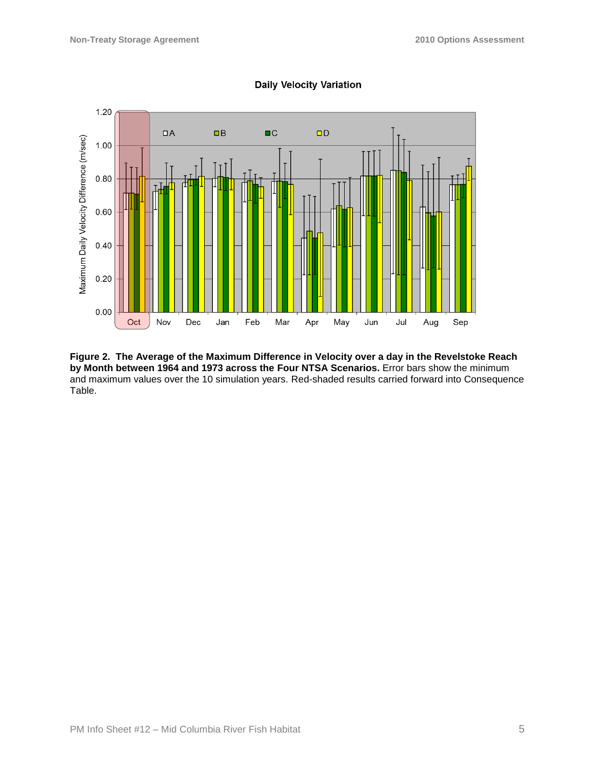**Figure 2. The Average of the Maximum Difference in Velocity over a day in the Revelstoke Reach by Month between 1964 and 1973 across the Four NTSA Scenarios.** Error bars show the minimum and maximum values over the 10 simulation years. Red-shaded results carried forward into Consequence Table.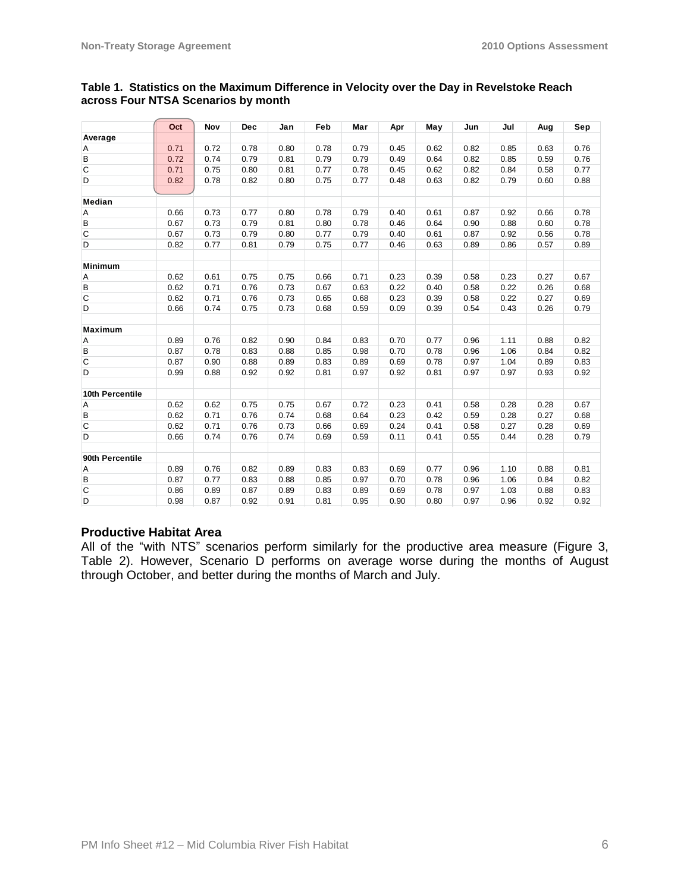**Table 1. Statistics on the Maximum Difference in Velocity over the Day in Revelstoke Reach across Four NTSA Scenarios by month**

| | Oct | Nov | Dec | Jan | Feb | Mar | Apr | May | Jun | Jul | Aug | Sep |
|---|---|---|---|---|---|---|---|---|---|---|---|---|
| **Average** | | | | | | | | | | | | |
| A | 0.71 | 0.72 | 0.78 | 0.80 | 0.78 | 0.79 | 0.45 | 0.62 | 0.82 | 0.85 | 0.63 | 0.76 |
| B | 0.72 | 0.74 | 0.79 | 0.81 | 0.79 | 0.79 | 0.49 | 0.64 | 0.82 | 0.85 | 0.59 | 0.76 |
| C | 0.71 | 0.75 | 0.80 | 0.81 | 0.77 | 0.78 | 0.45 | 0.62 | 0.82 | 0.84 | 0.58 | 0.77 |
| D | 0.82 | 0.78 | 0.82 | 0.80 | 0.75 | 0.77 | 0.48 | 0.63 | 0.82 | 0.79 | 0.60 | 0.88 |
| **Median** | | | | | | | | | | | | |
| A | 0.66 | 0.73 | 0.77 | 0.80 | 0.78 | 0.79 | 0.40 | 0.61 | 0.87 | 0.92 | 0.66 | 0.78 |
| B | 0.67 | 0.73 | 0.79 | 0.81 | 0.80 | 0.78 | 0.46 | 0.64 | 0.90 | 0.88 | 0.60 | 0.78 |
| C | 0.67 | 0.73 | 0.79 | 0.80 | 0.77 | 0.79 | 0.40 | 0.61 | 0.87 | 0.92 | 0.56 | 0.78 |
| D | 0.82 | 0.77 | 0.81 | 0.79 | 0.75 | 0.77 | 0.46 | 0.63 | 0.89 | 0.86 | 0.57 | 0.89 |
| **Minimum** | | | | | | | | | | | | |
| A | 0.62 | 0.61 | 0.75 | 0.75 | 0.66 | 0.71 | 0.23 | 0.39 | 0.58 | 0.23 | 0.27 | 0.67 |
| B | 0.62 | 0.71 | 0.76 | 0.73 | 0.67 | 0.63 | 0.22 | 0.40 | 0.58 | 0.22 | 0.26 | 0.68 |
| C | 0.62 | 0.71 | 0.76 | 0.73 | 0.65 | 0.68 | 0.23 | 0.39 | 0.58 | 0.22 | 0.27 | 0.69 |
| D | 0.66 | 0.74 | 0.75 | 0.73 | 0.68 | 0.59 | 0.09 | 0.39 | 0.54 | 0.43 | 0.26 | 0.79 |
| **Maximum** | | | | | | | | | | | | |
| A | 0.89 | 0.76 | 0.82 | 0.90 | 0.84 | 0.83 | 0.70 | 0.77 | 0.96 | 1.11 | 0.88 | 0.82 |
| B | 0.87 | 0.78 | 0.83 | 0.88 | 0.85 | 0.98 | 0.70 | 0.78 | 0.96 | 1.06 | 0.84 | 0.82 |
| C | 0.87 | 0.90 | 0.88 | 0.89 | 0.83 | 0.89 | 0.69 | 0.78 | 0.97 | 1.04 | 0.89 | 0.83 |
| D | 0.99 | 0.88 | 0.92 | 0.92 | 0.81 | 0.97 | 0.92 | 0.81 | 0.97 | 0.97 | 0.93 | 0.92 |
| **10th Percentile** | | | | | | | | | | | | |
| A | 0.62 | 0.62 | 0.75 | 0.75 | 0.67 | 0.72 | 0.23 | 0.41 | 0.58 | 0.28 | 0.28 | 0.67 |
| B | 0.62 | 0.71 | 0.76 | 0.74 | 0.68 | 0.64 | 0.23 | 0.42 | 0.59 | 0.28 | 0.27 | 0.68 |
| C | 0.62 | 0.71 | 0.76 | 0.73 | 0.66 | 0.69 | 0.24 | 0.41 | 0.58 | 0.27 | 0.28 | 0.69 |
| D | 0.66 | 0.74 | 0.76 | 0.74 | 0.69 | 0.59 | 0.11 | 0.41 | 0.55 | 0.44 | 0.28 | 0.79 |
| **90th Percentile** | | | | | | | | | | | | |
| A | 0.89 | 0.76 | 0.82 | 0.89 | 0.83 | 0.83 | 0.69 | 0.77 | 0.96 | 1.10 | 0.88 | 0.81 |
| B | 0.87 | 0.77 | 0.83 | 0.88 | 0.85 | 0.97 | 0.70 | 0.78 | 0.96 | 1.06 | 0.84 | 0.82 |
| C | 0.86 | 0.89 | 0.87 | 0.89 | 0.83 | 0.89 | 0.69 | 0.78 | 0.97 | 1.03 | 0.88 | 0.83 |
| D | 0.98 | 0.87 | 0.92 | 0.91 | 0.81 | 0.95 | 0.90 | 0.80 | 0.97 | 0.96 | 0.92 | 0.92 |

### Productive Habitat Area

All of the "with NTS" scenarios perform similarly for the productive area measure (Figure 3, Table 2). However, Scenario D performs on average worse during the months of August through October, and better during the months of March and July.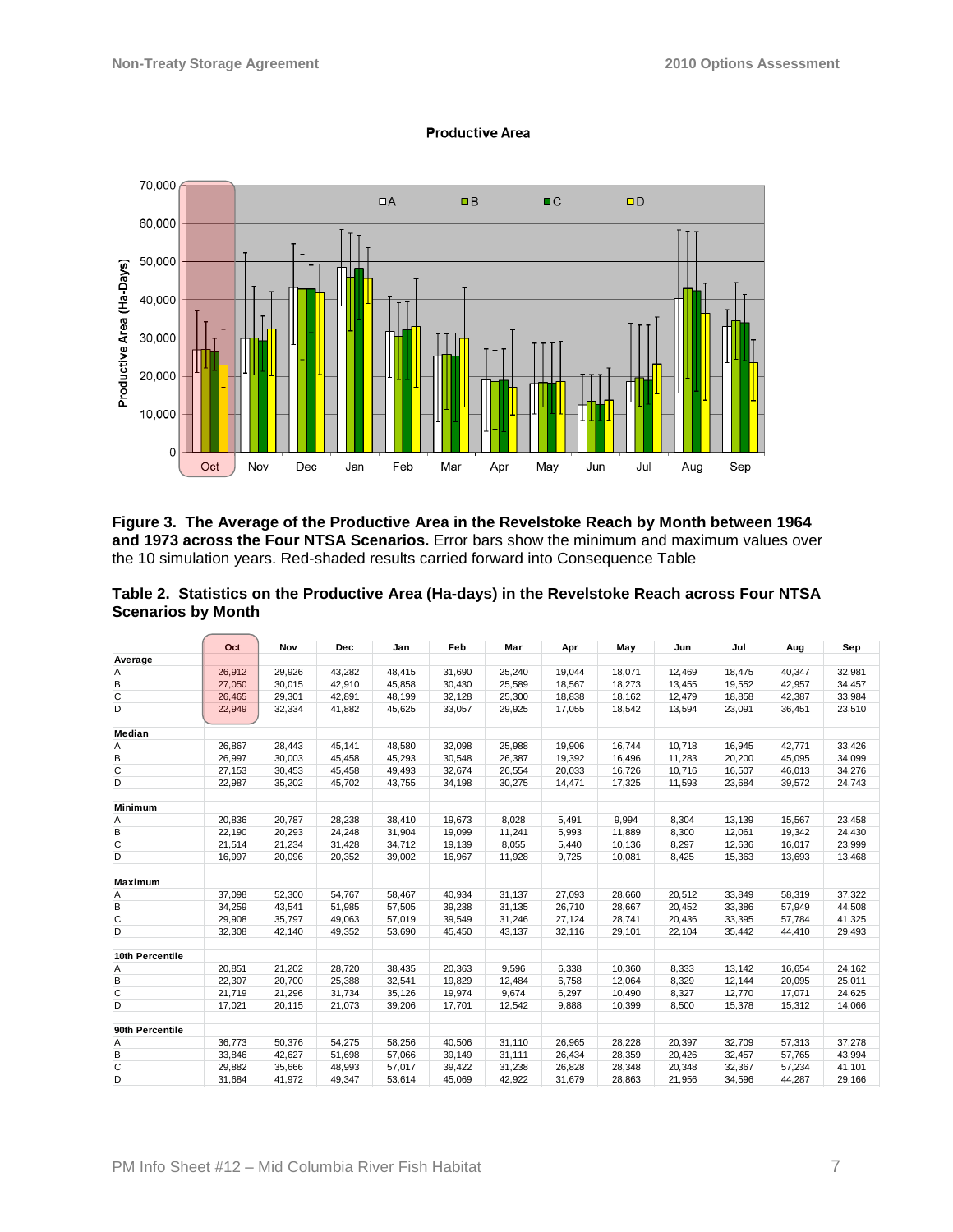**Figure 3. The Average of the Productive Area in the Revelstoke Reach by Month between 1964 and 1973 across the Four NTSA Scenarios.** Error bars show the minimum and maximum values over the 10 simulation years. Red-shaded results carried forward into Consequence Table

**Table 2. Statistics on the Productive Area (Ha-days) in the Revelstoke Reach across Four NTSA Scenarios by Month**

| | Oct | Nov | Dec | Jan | Feb | Mar | Apr | May | Jun | Jul | Aug | Sep |
|---|---|---|---|---|---|---|---|---|---|---|---|---|
| **Average** | | | | | | | | | | | | |
| A | 26,912 | 29,926 | 43,282 | 48,415 | 31,690 | 25,240 | 19,044 | 18,071 | 12,469 | 18,475 | 40,347 | 32,981 |
| B | 27,050 | 30,015 | 42,910 | 45,858 | 30,430 | 25,589 | 18,567 | 18,273 | 13,455 | 19,552 | 42,957 | 34,457 |
| C | 26,465 | 29,301 | 42,891 | 48,199 | 32,128 | 25,300 | 18,838 | 18,162 | 12,479 | 18,858 | 42,387 | 33,984 |
| D | 22,949 | 32,334 | 41,882 | 45,625 | 33,057 | 29,925 | 17,055 | 18,542 | 13,594 | 23,091 | 36,451 | 23,510 |
| **Median** | | | | | | | | | | | | |
| A | 26,867 | 28,443 | 45,141 | 48,580 | 32,098 | 25,988 | 19,906 | 16,744 | 10,718 | 16,945 | 42,771 | 33,426 |
| B | 26,997 | 30,003 | 45,458 | 45,293 | 30,548 | 26,387 | 19,392 | 16,496 | 11,283 | 20,200 | 45,095 | 34,099 |
| C | 27,153 | 30,453 | 45,458 | 49,493 | 32,674 | 26,554 | 20,033 | 16,726 | 10,716 | 16,507 | 46,013 | 34,276 |
| D | 22,987 | 35,202 | 45,702 | 43,755 | 34,198 | 30,275 | 14,471 | 17,325 | 11,593 | 23,684 | 39,572 | 24,743 |
| **Minimum** | | | | | | | | | | | | |
| A | 20,836 | 20,787 | 28,238 | 38,410 | 19,673 | 8,028 | 5,491 | 9,994 | 8,304 | 13,139 | 15,567 | 23,458 |
| B | 22,190 | 20,293 | 24,248 | 31,904 | 19,099 | 11,241 | 5,993 | 11,889 | 8,300 | 12,061 | 19,342 | 24,430 |
| C | 21,514 | 21,234 | 31,428 | 34,712 | 19,139 | 8,055 | 5,440 | 10,136 | 8,297 | 12,636 | 16,017 | 23,999 |
| D | 16,997 | 20,096 | 20,352 | 39,002 | 16,967 | 11,928 | 9,725 | 10,081 | 8,425 | 15,363 | 13,693 | 13,468 |
| **Maximum** | | | | | | | | | | | | |
| A | 37,098 | 52,300 | 54,767 | 58,467 | 40,934 | 31,137 | 27,093 | 28,660 | 20,512 | 33,849 | 58,319 | 37,322 |
| B | 34,259 | 43,541 | 51,985 | 57,505 | 39,238 | 31,135 | 26,710 | 28,667 | 20,452 | 33,386 | 57,949 | 44,508 |
| C | 29,908 | 35,797 | 49,063 | 57,019 | 39,549 | 31,246 | 27,124 | 28,741 | 20,436 | 33,395 | 57,784 | 41,325 |
| D | 32,308 | 42,140 | 49,352 | 53,690 | 45,450 | 43,137 | 32,116 | 29,101 | 22,104 | 35,442 | 44,410 | 29,493 |
| **10th Percentile** | | | | | | | | | | | | |
| A | 20,851 | 21,202 | 28,720 | 38,435 | 20,363 | 9,596 | 6,338 | 10,360 | 8,333 | 13,142 | 16,654 | 24,162 |
| B | 22,307 | 20,700 | 25,388 | 32,541 | 19,829 | 12,484 | 6,758 | 12,064 | 8,329 | 12,144 | 20,095 | 25,011 |
| C | 21,719 | 21,296 | 31,734 | 35,126 | 19,974 | 9,674 | 6,297 | 10,490 | 8,327 | 12,770 | 17,071 | 24,625 |
| D | 17,021 | 20,115 | 21,073 | 39,206 | 17,701 | 12,542 | 9,888 | 10,399 | 8,500 | 15,378 | 15,312 | 14,066 |
| **90th Percentile** | | | | | | | | | | | | |
| A | 36,773 | 50,376 | 54,275 | 58,256 | 40,506 | 31,110 | 26,965 | 28,228 | 20,397 | 32,709 | 57,313 | 37,278 |
| B | 33,846 | 42,627 | 51,698 | 57,066 | 39,149 | 31,111 | 26,434 | 28,359 | 20,426 | 32,457 | 57,765 | 43,994 |
| C | 29,882 | 35,666 | 48,993 | 57,017 | 39,422 | 31,238 | 26,828 | 28,348 | 20,348 | 32,367 | 57,234 | 41,101 |
| D | 31,684 | 41,972 | 49,347 | 53,614 | 45,069 | 42,922 | 31,679 | 28,863 | 21,956 | 34,596 | 44,287 | 29,166 |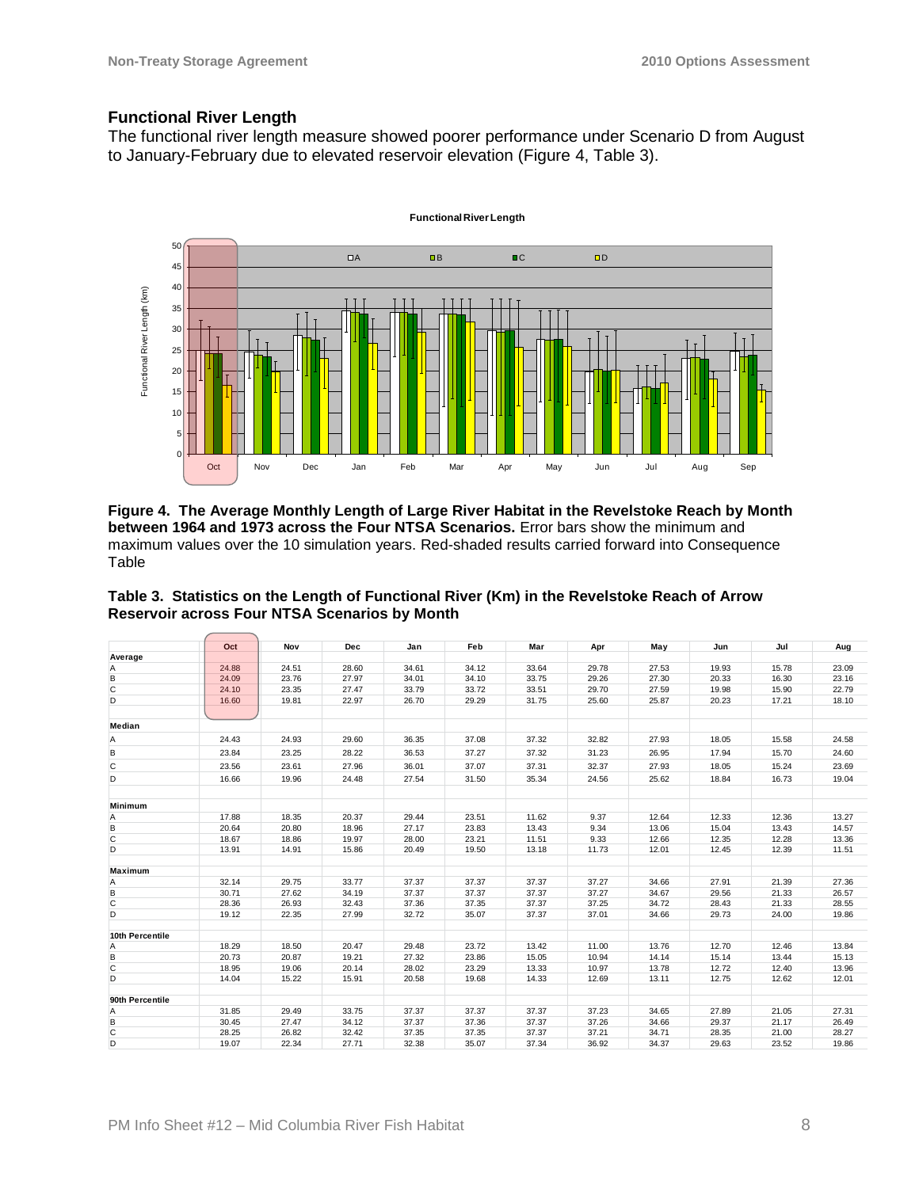## Functional River Length

The functional river length measure showed poorer performance under Scenario D from August to January-February due to elevated reservoir elevation (Figure 4, Table 3).

**Figure 4. The Average Monthly Length of Large River Habitat in the Revelstoke Reach by Month between 1964 and 1973 across the Four NTSA Scenarios.** Error bars show the minimum and maximum values over the 10 simulation years. Red-shaded results carried forward into Consequence Table

**Table 3. Statistics on the Length of Functional River (Km) in the Revelstoke Reach of Arrow Reservoir across Four NTSA Scenarios by Month**

| | Oct | Nov | Dec | Jan | Feb | Mar | Apr | May | Jun | Jul | Aug |
|---|---|---|---|---|---|---|---|---|---|---|---|
| **Average** | | | | | | | | | | | |
| A | 24.88 | 24.51 | 28.60 | 34.61 | 34.12 | 33.64 | 29.78 | 27.53 | 19.93 | 15.78 | 23.09 |
| B | 24.09 | 23.76 | 27.97 | 34.01 | 34.10 | 33.75 | 29.26 | 27.30 | 20.33 | 16.30 | 23.16 |
| C | 24.10 | 23.35 | 27.47 | 33.79 | 33.72 | 33.51 | 29.70 | 27.59 | 19.98 | 15.90 | 22.79 |
| D | 16.60 | 19.81 | 22.97 | 26.70 | 29.29 | 31.75 | 25.60 | 25.87 | 20.23 | 17.21 | 18.10 |
| **Median** | | | | | | | | | | | |
| A | 24.43 | 24.93 | 29.60 | 36.35 | 37.08 | 37.32 | 32.82 | 27.93 | 18.05 | 15.58 | 24.58 |
| B | 23.84 | 23.25 | 28.22 | 36.53 | 37.27 | 37.32 | 31.23 | 26.95 | 17.94 | 15.70 | 24.60 |
| C | 23.56 | 23.61 | 27.96 | 36.01 | 37.07 | 37.31 | 32.37 | 27.93 | 18.05 | 15.24 | 23.69 |
| D | 16.66 | 19.96 | 24.48 | 27.54 | 31.50 | 35.34 | 24.56 | 25.62 | 18.84 | 16.73 | 19.04 |
| **Minimum** | | | | | | | | | | | |
| A | 17.88 | 18.35 | 20.37 | 29.44 | 23.51 | 11.62 | 9.37 | 12.64 | 12.33 | 12.36 | 13.27 |
| B | 20.64 | 20.80 | 18.96 | 27.17 | 23.83 | 13.43 | 9.34 | 13.06 | 15.04 | 13.43 | 14.57 |
| C | 18.67 | 18.86 | 19.97 | 28.00 | 23.21 | 11.51 | 9.33 | 12.66 | 12.35 | 12.28 | 13.36 |
| D | 13.91 | 14.91 | 15.86 | 20.49 | 19.50 | 13.18 | 11.73 | 12.01 | 12.45 | 12.39 | 11.51 |
| **Maximum** | | | | | | | | | | | |
| A | 32.14 | 29.75 | 33.77 | 37.37 | 37.37 | 37.37 | 37.27 | 34.66 | 27.91 | 21.39 | 27.36 |
| B | 30.71 | 27.62 | 34.19 | 37.37 | 37.37 | 37.37 | 37.27 | 34.67 | 29.56 | 21.33 | 26.57 |
| C | 28.36 | 26.93 | 32.43 | 37.36 | 37.35 | 37.37 | 37.25 | 34.72 | 28.43 | 21.33 | 28.55 |
| D | 19.12 | 22.35 | 27.99 | 32.72 | 35.07 | 37.37 | 37.01 | 34.66 | 29.73 | 24.00 | 19.86 |
| **10th Percentile** | | | | | | | | | | | |
| A | 18.29 | 18.50 | 20.47 | 29.48 | 23.72 | 13.42 | 11.00 | 13.76 | 12.70 | 12.46 | 13.84 |
| B | 20.73 | 20.87 | 19.21 | 27.32 | 23.86 | 15.05 | 10.94 | 14.14 | 15.14 | 13.44 | 15.13 |
| C | 18.95 | 19.06 | 20.14 | 28.02 | 23.29 | 13.33 | 10.97 | 13.78 | 12.72 | 12.40 | 13.96 |
| D | 14.04 | 15.22 | 15.91 | 20.58 | 19.68 | 14.33 | 12.69 | 13.11 | 12.75 | 12.62 | 12.01 |
| **90th Percentile** | | | | | | | | | | | |
| A | 31.85 | 29.49 | 33.75 | 37.37 | 37.37 | 37.37 | 37.23 | 34.65 | 27.89 | 21.05 | 27.31 |
| B | 30.45 | 27.47 | 34.12 | 37.37 | 37.36 | 37.37 | 37.26 | 34.66 | 29.37 | 21.17 | 26.49 |
| C | 28.25 | 26.82 | 32.42 | 37.35 | 37.35 | 37.37 | 37.21 | 34.71 | 28.35 | 21.00 | 28.27 |
| D | 19.07 | 22.34 | 27.71 | 32.38 | 35.07 | 37.34 | 36.92 | 34.37 | 29.63 | 23.52 | 19.86 |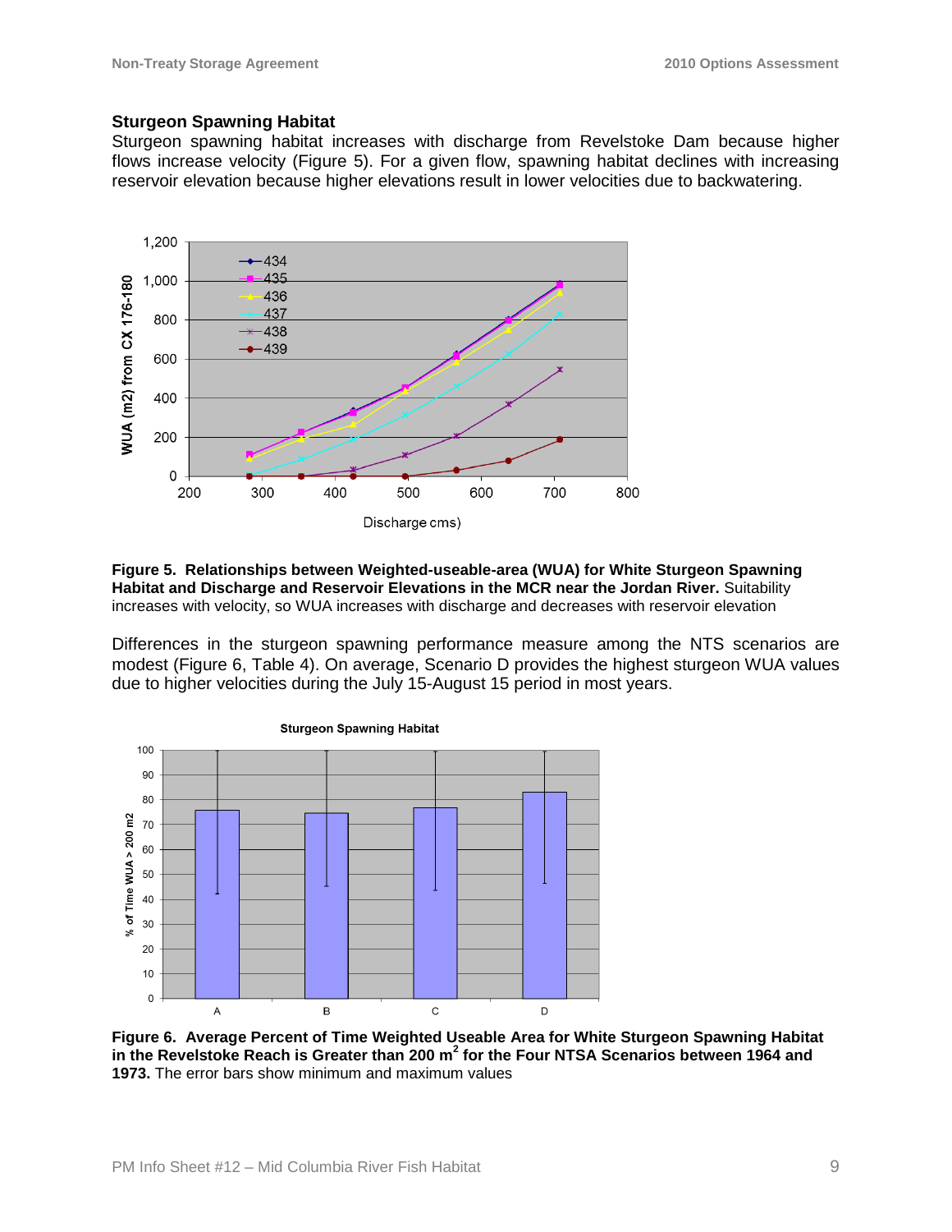### Sturgeon Spawning Habitat

Sturgeon spawning habitat increases with discharge from Revelstoke Dam because higher flows increase velocity (Figure 5). For a given flow, spawning habitat declines with increasing reservoir elevation because higher elevations result in lower velocities due to backwatering.

**Figure 5. Relationships between Weighted-useable-area (WUA) for White Sturgeon Spawning Habitat and Discharge and Reservoir Elevations in the MCR near the Jordan River.** Suitability increases with velocity, so WUA increases with discharge and decreases with reservoir elevation

Differences in the sturgeon spawning performance measure among the NTS scenarios are modest (Figure 6, Table 4). On average, Scenario D provides the highest sturgeon WUA values due to higher velocities during the July 15-August 15 period in most years.

**Figure 6. Average Percent of Time Weighted Useable Area for White Sturgeon Spawning Habitat in the Revelstoke Reach is Greater than 200 m² for the Four NTSA Scenarios between 1964 and 1973.** The error bars show minimum and maximum values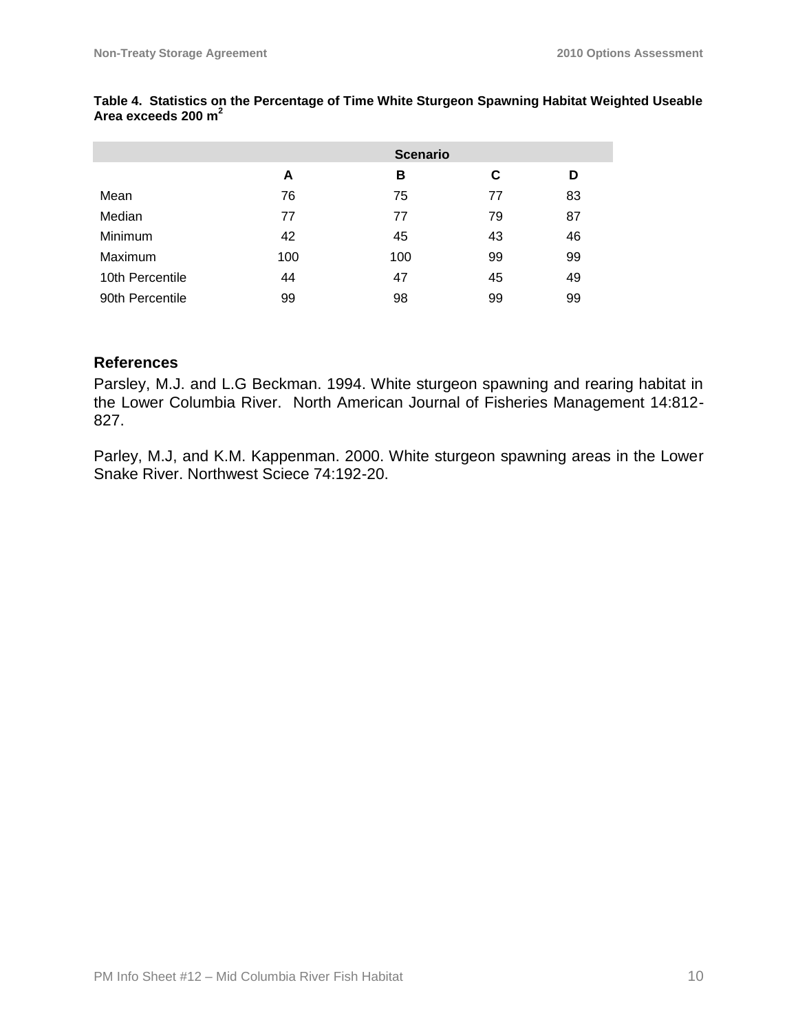**Table 4. Statistics on the Percentage of Time White Sturgeon Spawning Habitat Weighted Useable Area exceeds 200 $m^2$**

| | Scenario | | | |
|---|---|---|---|---|
| | **A** | **B** | **C** | **D** |
| Mean | 76 | 75 | 77 | 83 |
| Median | 77 | 77 | 79 | 87 |
| Minimum | 42 | 45 | 43 | 46 |
| Maximum | 100 | 100 | 99 | 99 |
| 10th Percentile | 44 | 47 | 45 | 49 |
| 90th Percentile | 99 | 98 | 99 | 99 |

### References

Parsley, M.J. and L.G Beckman. 1994. White sturgeon spawning and rearing habitat in the Lower Columbia River. North American Journal of Fisheries Management 14:812-827.

Parley, M.J, and K.M. Kappenman. 2000. White sturgeon spawning areas in the Lower Snake River. Northwest Sciece 74:192-20.